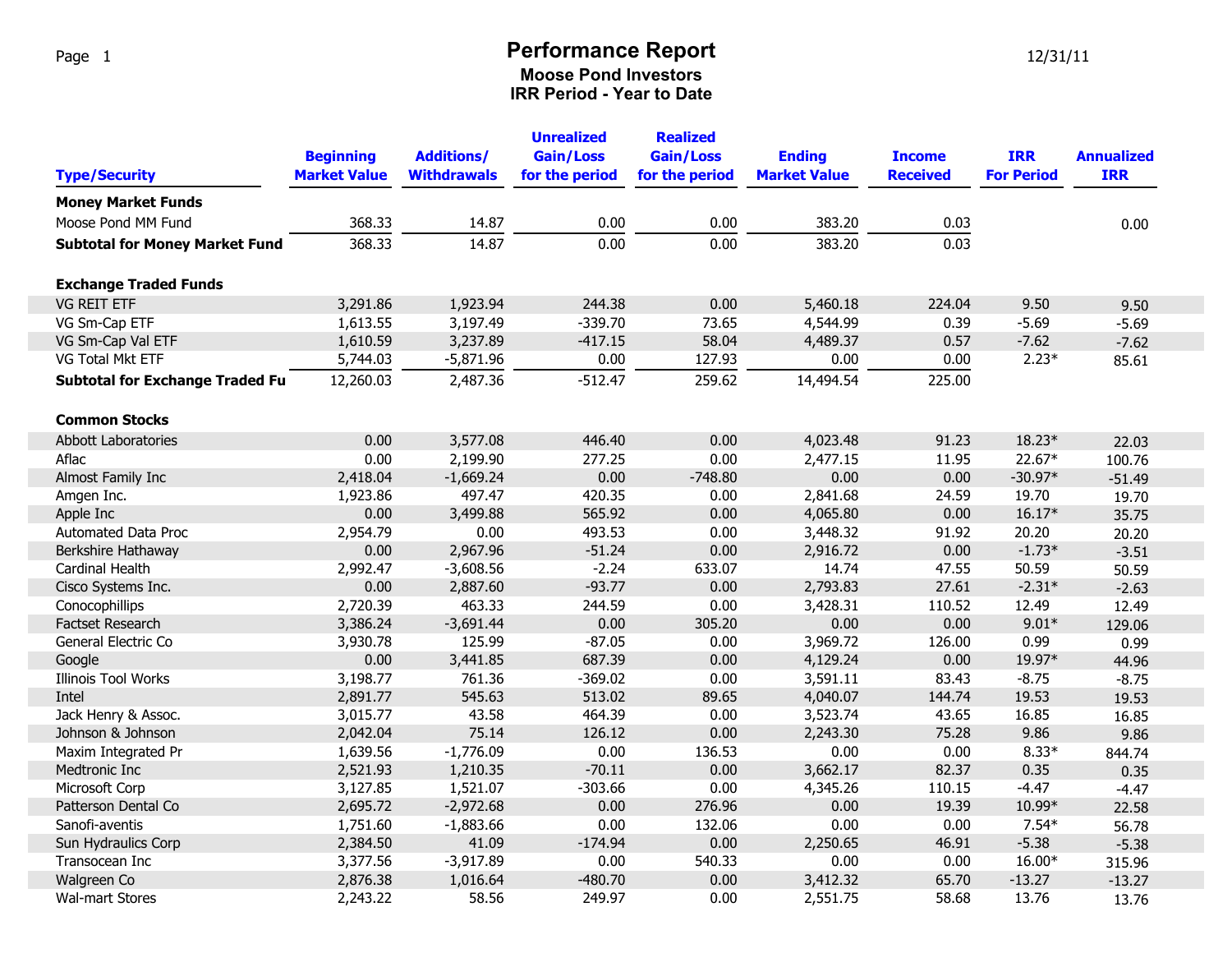# Performance Report

## Moose Pond Investors

## IRR Period - Year to Date

12/31/11

| Type/Security | Beginning Market Value | Additions/ Withdrawals | Unrealized Gain/Loss for the period | Realized Gain/Loss for the period | Ending Market Value | Income Received | IRR For Period | Annualized IRR |
|---|---|---|---|---|---|---|---|---|
| **Money Market Funds** | | | | | | | | |
| Moose Pond MM Fund | 368.33 | 14.87 | 0.00 | 0.00 | 383.20 | 0.03 | | 0.00 |
| **Subtotal for Money Market Fund** | 368.33 | 14.87 | 0.00 | 0.00 | 383.20 | 0.03 | | |
| **Exchange Traded Funds** | | | | | | | | |
| VG REIT ETF | 3,291.86 | 1,923.94 | 244.38 | 0.00 | 5,460.18 | 224.04 | 9.50 | 9.50 |
| VG Sm-Cap ETF | 1,613.55 | 3,197.49 | -339.70 | 73.65 | 4,544.99 | 0.39 | -5.69 | -5.69 |
| VG Sm-Cap Val ETF | 1,610.59 | 3,237.89 | -417.15 | 58.04 | 4,489.37 | 0.57 | -7.62 | -7.62 |
| VG Total Mkt ETF | 5,744.03 | -5,871.96 | 0.00 | 127.93 | 0.00 | 0.00 | 2.23* | 85.61 |
| **Subtotal for Exchange Traded Fu** | 12,260.03 | 2,487.36 | -512.47 | 259.62 | 14,494.54 | 225.00 | | |
| **Common Stocks** | | | | | | | | |
| Abbott Laboratories | 0.00 | 3,577.08 | 446.40 | 0.00 | 4,023.48 | 91.23 | 18.23* | 22.03 |
| Aflac | 0.00 | 2,199.90 | 277.25 | 0.00 | 2,477.15 | 11.95 | 22.67* | 100.76 |
| Almost Family Inc | 2,418.04 | -1,669.24 | 0.00 | -748.80 | 0.00 | 0.00 | -30.97* | -51.49 |
| Amgen Inc. | 1,923.86 | 497.47 | 420.35 | 0.00 | 2,841.68 | 24.59 | 19.70 | 19.70 |
| Apple Inc | 0.00 | 3,499.88 | 565.92 | 0.00 | 4,065.80 | 0.00 | 16.17* | 35.75 |
| Automated Data Proc | 2,954.79 | 0.00 | 493.53 | 0.00 | 3,448.32 | 91.92 | 20.20 | 20.20 |
| Berkshire Hathaway | 0.00 | 2,967.96 | -51.24 | 0.00 | 2,916.72 | 0.00 | -1.73* | -3.51 |
| Cardinal Health | 2,992.47 | -3,608.56 | -2.24 | 633.07 | 14.74 | 47.55 | 50.59 | 50.59 |
| Cisco Systems Inc. | 0.00 | 2,887.60 | -93.77 | 0.00 | 2,793.83 | 27.61 | -2.31* | -2.63 |
| Conocophillips | 2,720.39 | 463.33 | 244.59 | 0.00 | 3,428.31 | 110.52 | 12.49 | 12.49 |
| Factset Research | 3,386.24 | -3,691.44 | 0.00 | 305.20 | 0.00 | 0.00 | 9.01* | 129.06 |
| General Electric Co | 3,930.78 | 125.99 | -87.05 | 0.00 | 3,969.72 | 126.00 | 0.99 | 0.99 |
| Google | 0.00 | 3,441.85 | 687.39 | 0.00 | 4,129.24 | 0.00 | 19.97* | 44.96 |
| Illinois Tool Works | 3,198.77 | 761.36 | -369.02 | 0.00 | 3,591.11 | 83.43 | -8.75 | -8.75 |
| Intel | 2,891.77 | 545.63 | 513.02 | 89.65 | 4,040.07 | 144.74 | 19.53 | 19.53 |
| Jack Henry & Assoc. | 3,015.77 | 43.58 | 464.39 | 0.00 | 3,523.74 | 43.65 | 16.85 | 16.85 |
| Johnson & Johnson | 2,042.04 | 75.14 | 126.12 | 0.00 | 2,243.30 | 75.28 | 9.86 | 9.86 |
| Maxim Integrated Pr | 1,639.56 | -1,776.09 | 0.00 | 136.53 | 0.00 | 0.00 | 8.33* | 844.74 |
| Medtronic Inc | 2,521.93 | 1,210.35 | -70.11 | 0.00 | 3,662.17 | 82.37 | 0.35 | 0.35 |
| Microsoft Corp | 3,127.85 | 1,521.07 | -303.66 | 0.00 | 4,345.26 | 110.15 | -4.47 | -4.47 |
| Patterson Dental Co | 2,695.72 | -2,972.68 | 0.00 | 276.96 | 0.00 | 19.39 | 10.99* | 22.58 |
| Sanofi-aventis | 1,751.60 | -1,883.66 | 0.00 | 132.06 | 0.00 | 0.00 | 7.54* | 56.78 |
| Sun Hydraulics Corp | 2,384.50 | 41.09 | -174.94 | 0.00 | 2,250.65 | 46.91 | -5.38 | -5.38 |
| Transocean Inc | 3,377.56 | -3,917.89 | 0.00 | 540.33 | 0.00 | 0.00 | 16.00* | 315.96 |
| Walgreen Co | 2,876.38 | 1,016.64 | -480.70 | 0.00 | 3,412.32 | 65.70 | -13.27 | -13.27 |
| Wal-mart Stores | 2,243.22 | 58.56 | 249.97 | 0.00 | 2,551.75 | 58.68 | 13.76 | 13.76 |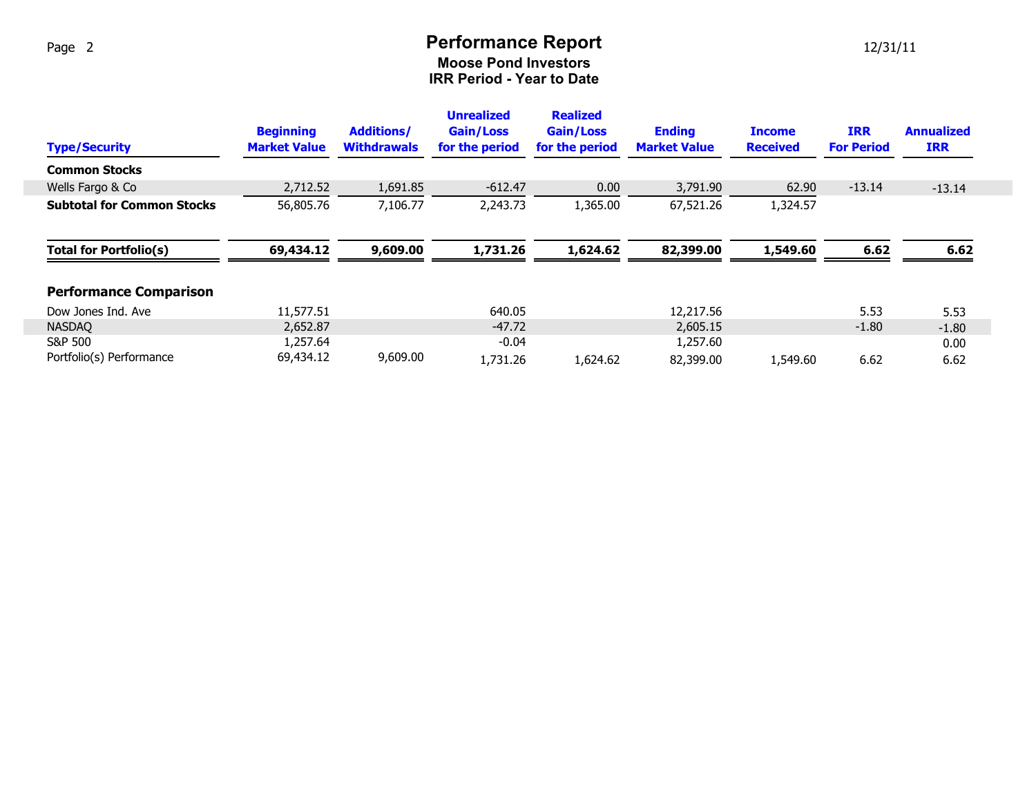# Performance Report

**Moose Pond Investors**

**IRR Period - Year to Date**

12/31/11

| Type/Security | Beginning Market Value | Additions/ Withdrawals | Unrealized Gain/Loss for the period | Realized Gain/Loss for the period | Ending Market Value | Income Received | IRR For Period | Annualized IRR |
|---|---|---|---|---|---|---|---|---|
| **Common Stocks** | | | | | | | | |
| Wells Fargo & Co | 2,712.52 | 1,691.85 | -612.47 | 0.00 | 3,791.90 | 62.90 | -13.14 | -13.14 |
| **Subtotal for Common Stocks** | 56,805.76 | 7,106.77 | 2,243.73 | 1,365.00 | 67,521.26 | 1,324.57 | | |
| **Total for Portfolio(s)** | **69,434.12** | **9,609.00** | **1,731.26** | **1,624.62** | **82,399.00** | **1,549.60** | **6.62** | **6.62** |

## Performance Comparison

| Type/Security | Beginning Market Value | Additions/ Withdrawals | Unrealized Gain/Loss for the period | Realized Gain/Loss for the period | Ending Market Value | Income Received | IRR For Period | Annualized IRR |
|---|---|---|---|---|---|---|---|---|
| Dow Jones Ind. Ave | 11,577.51 | | 640.05 | | 12,217.56 | | 5.53 | 5.53 |
| NASDAQ | 2,652.87 | | -47.72 | | 2,605.15 | | -1.80 | -1.80 |
| S&P 500 | 1,257.64 | | -0.04 | | 1,257.60 | | | 0.00 |
| Portfolio(s) Performance | 69,434.12 | 9,609.00 | 1,731.26 | 1,624.62 | 82,399.00 | 1,549.60 | 6.62 | 6.62 |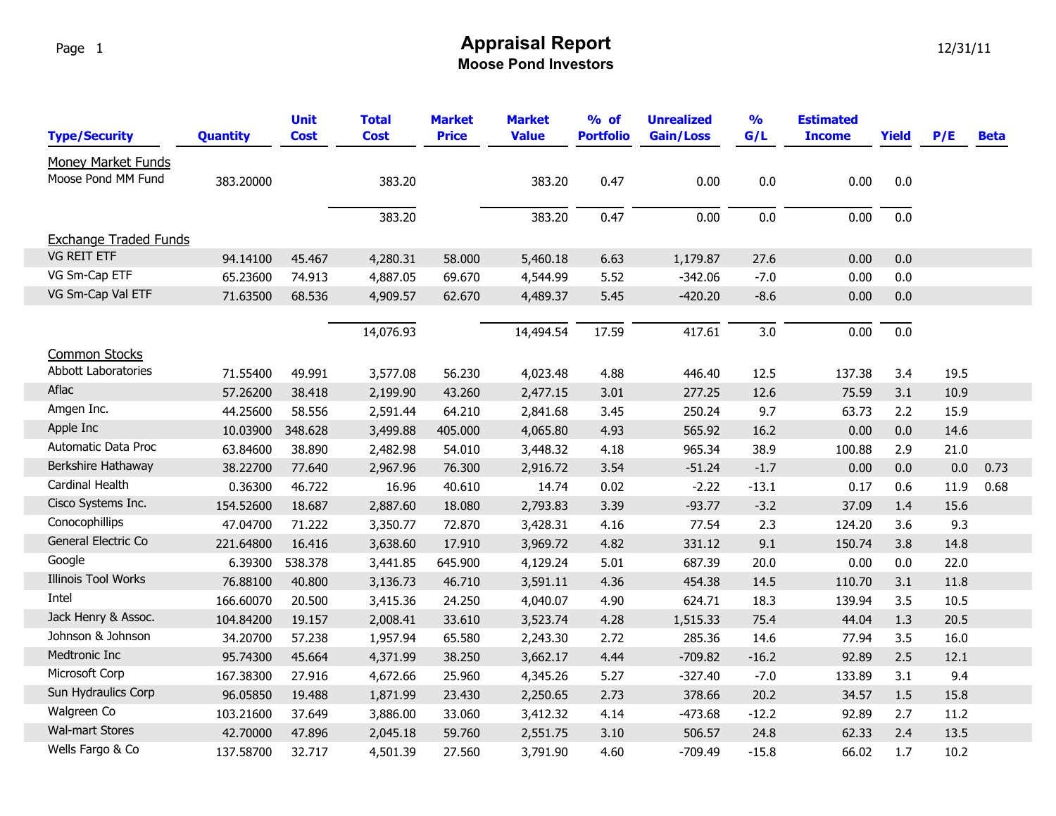# Appraisal Report

## Moose Pond Investors

12/31/11

| Type/Security | Quantity | Unit Cost | Total Cost | Market Price | Market Value | % of Portfolio | Unrealized Gain/Loss | % G/L | Estimated Income | Yield | P/E | Beta |
|---|---|---|---|---|---|---|---|---|---|---|---|---|
| Money Market Funds | | | | | | | | | | | | |
| Moose Pond MM Fund | 383.20000 | | 383.20 | | 383.20 | 0.47 | 0.00 | 0.0 | 0.00 | 0.0 | | |
| | | | 383.20 | | 383.20 | 0.47 | 0.00 | 0.0 | 0.00 | 0.0 | | |
| Exchange Traded Funds | | | | | | | | | | | | |
| VG REIT ETF | 94.14100 | 45.467 | 4,280.31 | 58.000 | 5,460.18 | 6.63 | 1,179.87 | 27.6 | 0.00 | 0.0 | | |
| VG Sm-Cap ETF | 65.23600 | 74.913 | 4,887.05 | 69.670 | 4,544.99 | 5.52 | -342.06 | -7.0 | 0.00 | 0.0 | | |
| VG Sm-Cap Val ETF | 71.63500 | 68.536 | 4,909.57 | 62.670 | 4,489.37 | 5.45 | -420.20 | -8.6 | 0.00 | 0.0 | | |
| | | | 14,076.93 | | 14,494.54 | 17.59 | 417.61 | 3.0 | 0.00 | 0.0 | | |
| Common Stocks | | | | | | | | | | | | |
| Abbott Laboratories | 71.55400 | 49.991 | 3,577.08 | 56.230 | 4,023.48 | 4.88 | 446.40 | 12.5 | 137.38 | 3.4 | 19.5 | |
| Aflac | 57.26200 | 38.418 | 2,199.90 | 43.260 | 2,477.15 | 3.01 | 277.25 | 12.6 | 75.59 | 3.1 | 10.9 | |
| Amgen Inc. | 44.25600 | 58.556 | 2,591.44 | 64.210 | 2,841.68 | 3.45 | 250.24 | 9.7 | 63.73 | 2.2 | 15.9 | |
| Apple Inc | 10.03900 | 348.628 | 3,499.88 | 405.000 | 4,065.80 | 4.93 | 565.92 | 16.2 | 0.00 | 0.0 | 14.6 | |
| Automatic Data Proc | 63.84600 | 38.890 | 2,482.98 | 54.010 | 3,448.32 | 4.18 | 965.34 | 38.9 | 100.88 | 2.9 | 21.0 | |
| Berkshire Hathaway | 38.22700 | 77.640 | 2,967.96 | 76.300 | 2,916.72 | 3.54 | -51.24 | -1.7 | 0.00 | 0.0 | 0.0 | 0.73 |
| Cardinal Health | 0.36300 | 46.722 | 16.96 | 40.610 | 14.74 | 0.02 | -2.22 | -13.1 | 0.17 | 0.6 | 11.9 | 0.68 |
| Cisco Systems Inc. | 154.52600 | 18.687 | 2,887.60 | 18.080 | 2,793.83 | 3.39 | -93.77 | -3.2 | 37.09 | 1.4 | 15.6 | |
| Conocophillips | 47.04700 | 71.222 | 3,350.77 | 72.870 | 3,428.31 | 4.16 | 77.54 | 2.3 | 124.20 | 3.6 | 9.3 | |
| General Electric Co | 221.64800 | 16.416 | 3,638.60 | 17.910 | 3,969.72 | 4.82 | 331.12 | 9.1 | 150.74 | 3.8 | 14.8 | |
| Google | 6.39300 | 538.378 | 3,441.85 | 645.900 | 4,129.24 | 5.01 | 687.39 | 20.0 | 0.00 | 0.0 | 22.0 | |
| Illinois Tool Works | 76.88100 | 40.800 | 3,136.73 | 46.710 | 3,591.11 | 4.36 | 454.38 | 14.5 | 110.70 | 3.1 | 11.8 | |
| Intel | 166.60070 | 20.500 | 3,415.36 | 24.250 | 4,040.07 | 4.90 | 624.71 | 18.3 | 139.94 | 3.5 | 10.5 | |
| Jack Henry & Assoc. | 104.84200 | 19.157 | 2,008.41 | 33.610 | 3,523.74 | 4.28 | 1,515.33 | 75.4 | 44.04 | 1.3 | 20.5 | |
| Johnson & Johnson | 34.20700 | 57.238 | 1,957.94 | 65.580 | 2,243.30 | 2.72 | 285.36 | 14.6 | 77.94 | 3.5 | 16.0 | |
| Medtronic Inc | 95.74300 | 45.664 | 4,371.99 | 38.250 | 3,662.17 | 4.44 | -709.82 | -16.2 | 92.89 | 2.5 | 12.1 | |
| Microsoft Corp | 167.38300 | 27.916 | 4,672.66 | 25.960 | 4,345.26 | 5.27 | -327.40 | -7.0 | 133.89 | 3.1 | 9.4 | |
| Sun Hydraulics Corp | 96.05850 | 19.488 | 1,871.99 | 23.430 | 2,250.65 | 2.73 | 378.66 | 20.2 | 34.57 | 1.5 | 15.8 | |
| Walgreen Co | 103.21600 | 37.649 | 3,886.00 | 33.060 | 3,412.32 | 4.14 | -473.68 | -12.2 | 92.89 | 2.7 | 11.2 | |
| Wal-mart Stores | 42.70000 | 47.896 | 2,045.18 | 59.760 | 2,551.75 | 3.10 | 506.57 | 24.8 | 62.33 | 2.4 | 13.5 | |
| Wells Fargo & Co | 137.58700 | 32.717 | 4,501.39 | 27.560 | 3,791.90 | 4.60 | -709.49 | -15.8 | 66.02 | 1.7 | 10.2 | |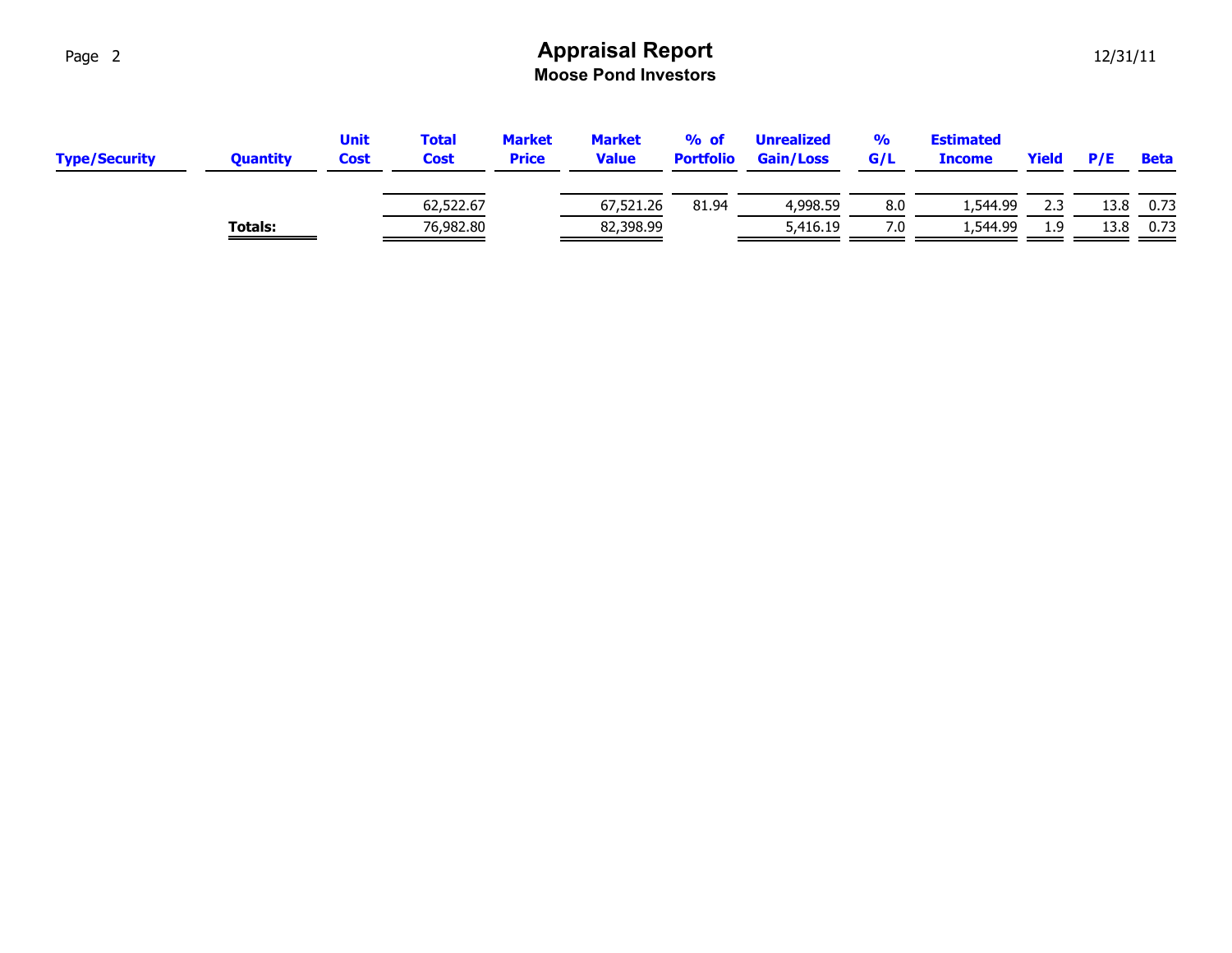# Appraisal Report

## Moose Pond Investors

12/31/11

| Type/Security | Quantity | Unit Cost | Total Cost | Market Price | Market Value | % of Portfolio | Unrealized Gain/Loss | % G/L | Estimated Income | Yield | P/E | Beta |
|---|---|---|---|---|---|---|---|---|---|---|---|---|
| | | | 62,522.67 | | 67,521.26 | 81.94 | 4,998.59 | 8.0 | 1,544.99 | 2.3 | 13.8 | 0.73 |
| | **Totals:** | | 76,982.80 | | 82,398.99 | | 5,416.19 | 7.0 | 1,544.99 | 1.9 | 13.8 | 0.73 |